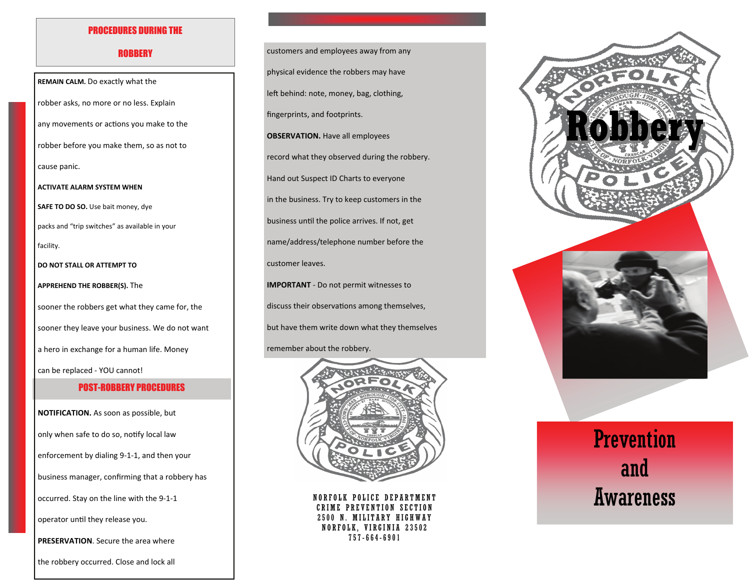## PROCEDURES DURING THE ROBBERY

**REMAIN CALM.** Do exactly what the robber asks, no more or no less. Explain any movements or actions you make to the robber before you make them, so as not to cause panic.

**ACTIVATE ALARM SYSTEM WHEN SAFE TO DO SO.** Use bait money, dye packs and "trip switches" as available in your facility.

**DO NOT STALL OR ATTEMPT TO APPREHEND THE ROBBER(S).** The sooner the robbers get what they came for, the sooner they leave your business. We do not want a hero in exchange for a human life. Money can be replaced - YOU cannot!

## POST-ROBBERY PROCEDURES

**NOTIFICATION.** As soon as possible, but only when safe to do so, notify local law enforcement by dialing 9-1-1, and then your business manager, confirming that a robbery has occurred. Stay on the line with the 9-1-1 operator until they release you.

**PRESERVATION**. Secure the area where the robbery occurred. Close and lock all customers and employees away from any physical evidence the robbers may have left behind: note, money, bag, clothing, fingerprints, and footprints.

**OBSERVATION.** Have all employees record what they observed during the robbery. Hand out Suspect ID Charts to everyone in the business. Try to keep customers in the business until the police arrives. If not, get name/address/telephone number before the customer leaves.

**IMPORTANT** - Do not permit witnesses to discuss their observations among themselves, but have them write down what they themselves remember about the robbery.

NORFOLK POLICE DEPARTMENT
CRIME PREVENTION SECTION
2500 N. MILITARY HIGHWAY
NORFOLK, VIRGINIA 23502
757-664-6901

# Robbery

## Prevention and Awareness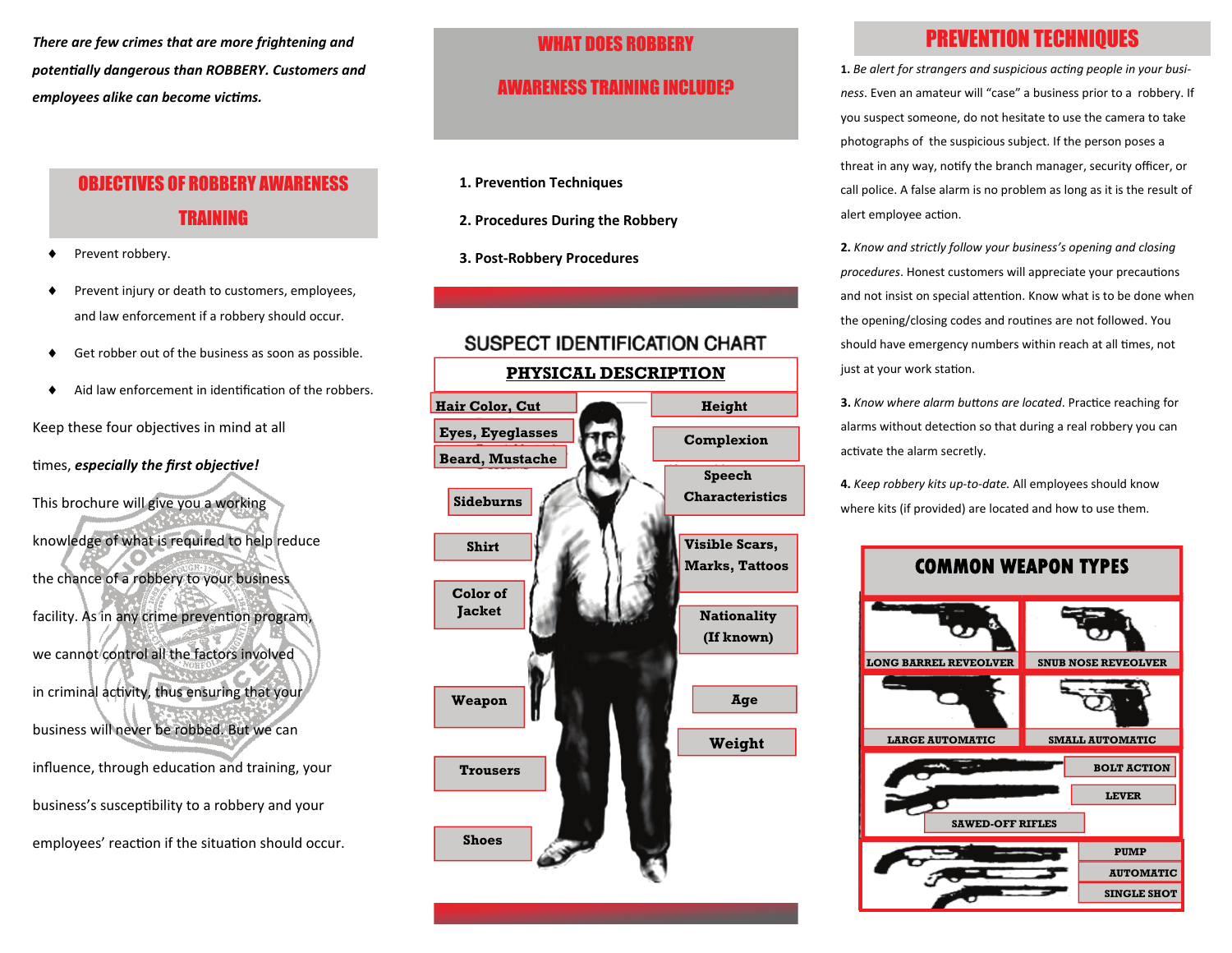***There are few crimes that are more frightening and potentially dangerous than ROBBERY. Customers and employees alike can become victims.***

## OBJECTIVES OF ROBBERY AWARENESS TRAINING

- Prevent robbery.
- Prevent injury or death to customers, employees, and law enforcement if a robbery should occur.
- Get robber out of the business as soon as possible.
- Aid law enforcement in identification of the robbers.

Keep these four objectives in mind at all times, ***especially the first objective!***

This brochure will give you a working knowledge of what is required to help reduce the chance of a robbery to your business facility. As in any crime prevention program, we cannot control all the factors involved in criminal activity, thus ensuring that your business will never be robbed. But we can influence, through education and training, your business's susceptibility to a robbery and your employees' reaction if the situation should occur.

## WHAT DOES ROBBERY AWARENESS TRAINING INCLUDE?

**1. Prevention Techniques**

**2. Procedures During the Robbery**

**3. Post-Robbery Procedures**

## SUSPECT IDENTIFICATION CHART

**PHYSICAL DESCRIPTION**

Hair Color, Cut

Eyes, Eyeglasses

Beard, Mustache

Sideburns

Shirt

Color of Jacket

Weapon

Trousers

Shoes

Height

Complexion

Speech Characteristics

Visible Scars, Marks, Tattoos

Nationality (If known)

Age

Weight

## PREVENTION TECHNIQUES

**1.** *Be alert for strangers and suspicious acting people in your business.* Even an amateur will "case" a business prior to a robbery. If you suspect someone, do not hesitate to use the camera to take photographs of the suspicious subject. If the person poses a threat in any way, notify the branch manager, security officer, or call police. A false alarm is no problem as long as it is the result of alert employee action.

**2.** *Know and strictly follow your business's opening and closing procedures.* Honest customers will appreciate your precautions and not insist on special attention. Know what is to be done when the opening/closing codes and routines are not followed. You should have emergency numbers within reach at all times, not just at your work station.

**3.** *Know where alarm buttons are located.* Practice reaching for alarms without detection so that during a real robbery you can activate the alarm secretly.

**4.** *Keep robbery kits up-to-date.* All employees should know where kits (if provided) are located and how to use them.

## COMMON WEAPON TYPES

LONG BARREL REVEOLVER

SNUB NOSE REVEOLVER

LARGE AUTOMATIC

SMALL AUTOMATIC

BOLT ACTION

LEVER

SAWED-OFF RIFLES

PUMP

AUTOMATIC

SINGLE SHOT